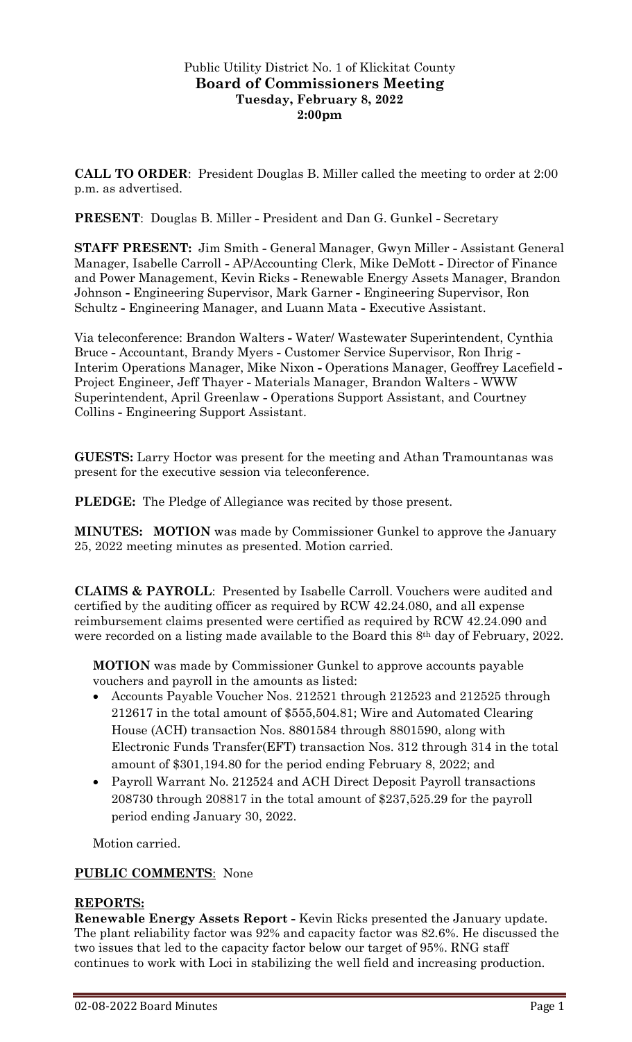Public Utility District No. 1 of Klickitat County
**Board of Commissioners Meeting**
**Tuesday, February 8, 2022**
**2:00pm**

**CALL TO ORDER**: President Douglas B. Miller called the meeting to order at 2:00 p.m. as advertised.

**PRESENT**: Douglas B. Miller - President and Dan G. Gunkel - Secretary

**STAFF PRESENT:** Jim Smith - General Manager, Gwyn Miller - Assistant General Manager, Isabelle Carroll - AP/Accounting Clerk, Mike DeMott - Director of Finance and Power Management, Kevin Ricks - Renewable Energy Assets Manager, Brandon Johnson - Engineering Supervisor, Mark Garner - Engineering Supervisor, Ron Schultz - Engineering Manager, and Luann Mata - Executive Assistant.

Via teleconference: Brandon Walters - Water/ Wastewater Superintendent, Cynthia Bruce - Accountant, Brandy Myers - Customer Service Supervisor, Ron Ihrig - Interim Operations Manager, Mike Nixon - Operations Manager, Geoffrey Lacefield - Project Engineer, Jeff Thayer - Materials Manager, Brandon Walters - WWW Superintendent, April Greenlaw - Operations Support Assistant, and Courtney Collins - Engineering Support Assistant.

**GUESTS:** Larry Hoctor was present for the meeting and Athan Tramountanas was present for the executive session via teleconference.

**PLEDGE:** The Pledge of Allegiance was recited by those present.

**MINUTES: MOTION** was made by Commissioner Gunkel to approve the January 25, 2022 meeting minutes as presented. Motion carried.

**CLAIMS & PAYROLL**: Presented by Isabelle Carroll. Vouchers were audited and certified by the auditing officer as required by RCW 42.24.080, and all expense reimbursement claims presented were certified as required by RCW 42.24.090 and were recorded on a listing made available to the Board this 8th day of February, 2022.

**MOTION** was made by Commissioner Gunkel to approve accounts payable vouchers and payroll in the amounts as listed:

- Accounts Payable Voucher Nos. 212521 through 212523 and 212525 through 212617 in the total amount of $555,504.81; Wire and Automated Clearing House (ACH) transaction Nos. 8801584 through 8801590, along with Electronic Funds Transfer(EFT) transaction Nos. 312 through 314 in the total amount of $301,194.80 for the period ending February 8, 2022; and
- Payroll Warrant No. 212524 and ACH Direct Deposit Payroll transactions 208730 through 208817 in the total amount of $237,525.29 for the payroll period ending January 30, 2022.

Motion carried.

**PUBLIC COMMENTS**: None

**REPORTS:**

**Renewable Energy Assets Report** - Kevin Ricks presented the January update. The plant reliability factor was 92% and capacity factor was 82.6%. He discussed the two issues that led to the capacity factor below our target of 95%. RNG staff continues to work with Loci in stabilizing the well field and increasing production.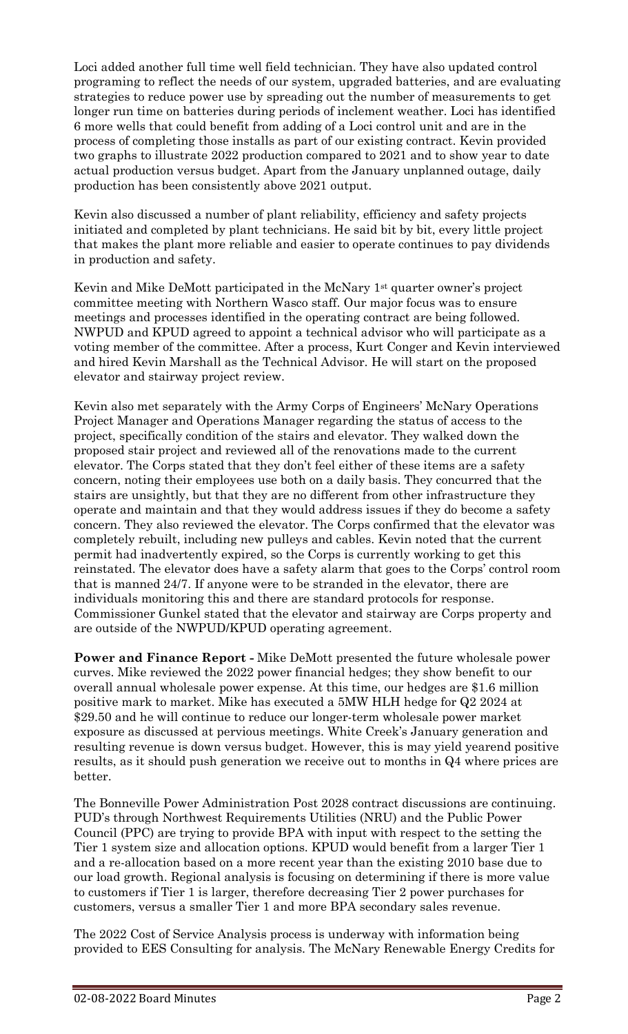Loci added another full time well field technician. They have also updated control programing to reflect the needs of our system, upgraded batteries, and are evaluating strategies to reduce power use by spreading out the number of measurements to get longer run time on batteries during periods of inclement weather. Loci has identified 6 more wells that could benefit from adding of a Loci control unit and are in the process of completing those installs as part of our existing contract. Kevin provided two graphs to illustrate 2022 production compared to 2021 and to show year to date actual production versus budget. Apart from the January unplanned outage, daily production has been consistently above 2021 output.

Kevin also discussed a number of plant reliability, efficiency and safety projects initiated and completed by plant technicians. He said bit by bit, every little project that makes the plant more reliable and easier to operate continues to pay dividends in production and safety.

Kevin and Mike DeMott participated in the McNary 1st quarter owner's project committee meeting with Northern Wasco staff. Our major focus was to ensure meetings and processes identified in the operating contract are being followed. NWPUD and KPUD agreed to appoint a technical advisor who will participate as a voting member of the committee. After a process, Kurt Conger and Kevin interviewed and hired Kevin Marshall as the Technical Advisor. He will start on the proposed elevator and stairway project review.

Kevin also met separately with the Army Corps of Engineers' McNary Operations Project Manager and Operations Manager regarding the status of access to the project, specifically condition of the stairs and elevator. They walked down the proposed stair project and reviewed all of the renovations made to the current elevator. The Corps stated that they don't feel either of these items are a safety concern, noting their employees use both on a daily basis. They concurred that the stairs are unsightly, but that they are no different from other infrastructure they operate and maintain and that they would address issues if they do become a safety concern. They also reviewed the elevator. The Corps confirmed that the elevator was completely rebuilt, including new pulleys and cables. Kevin noted that the current permit had inadvertently expired, so the Corps is currently working to get this reinstated. The elevator does have a safety alarm that goes to the Corps' control room that is manned 24/7. If anyone were to be stranded in the elevator, there are individuals monitoring this and there are standard protocols for response. Commissioner Gunkel stated that the elevator and stairway are Corps property and are outside of the NWPUD/KPUD operating agreement.

**Power and Finance Report -** Mike DeMott presented the future wholesale power curves. Mike reviewed the 2022 power financial hedges; they show benefit to our overall annual wholesale power expense. At this time, our hedges are $1.6 million positive mark to market. Mike has executed a 5MW HLH hedge for Q2 2024 at $29.50 and he will continue to reduce our longer-term wholesale power market exposure as discussed at pervious meetings. White Creek's January generation and resulting revenue is down versus budget. However, this is may yield yearend positive results, as it should push generation we receive out to months in Q4 where prices are better.

The Bonneville Power Administration Post 2028 contract discussions are continuing. PUD's through Northwest Requirements Utilities (NRU) and the Public Power Council (PPC) are trying to provide BPA with input with respect to the setting the Tier 1 system size and allocation options. KPUD would benefit from a larger Tier 1 and a re-allocation based on a more recent year than the existing 2010 base due to our load growth. Regional analysis is focusing on determining if there is more value to customers if Tier 1 is larger, therefore decreasing Tier 2 power purchases for customers, versus a smaller Tier 1 and more BPA secondary sales revenue.

The 2022 Cost of Service Analysis process is underway with information being provided to EES Consulting for analysis. The McNary Renewable Energy Credits for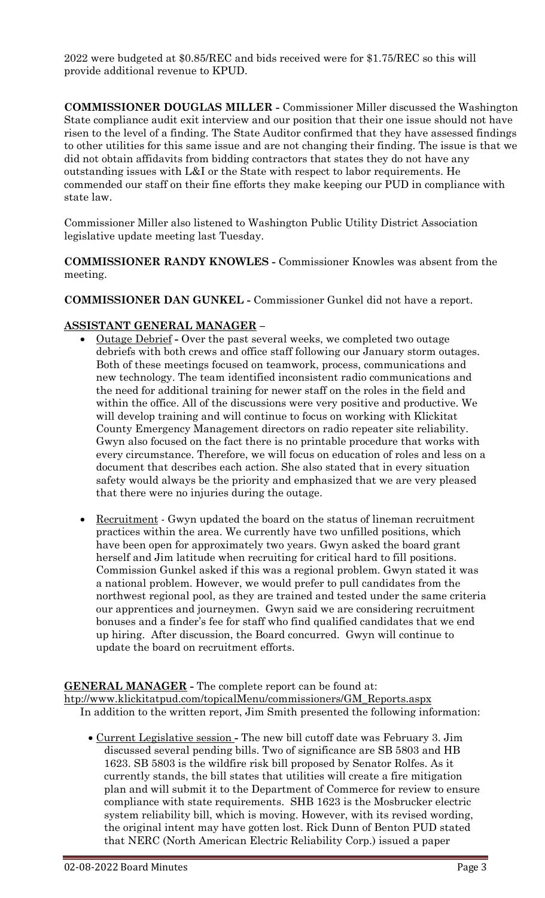2022 were budgeted at $0.85/REC and bids received were for $1.75/REC so this will provide additional revenue to KPUD.

**COMMISSIONER DOUGLAS MILLER -** Commissioner Miller discussed the Washington State compliance audit exit interview and our position that their one issue should not have risen to the level of a finding. The State Auditor confirmed that they have assessed findings to other utilities for this same issue and are not changing their finding. The issue is that we did not obtain affidavits from bidding contractors that states they do not have any outstanding issues with L&I or the State with respect to labor requirements. He commended our staff on their fine efforts they make keeping our PUD in compliance with state law.

Commissioner Miller also listened to Washington Public Utility District Association legislative update meeting last Tuesday.

**COMMISSIONER RANDY KNOWLES -** Commissioner Knowles was absent from the meeting.

**COMMISSIONER DAN GUNKEL -** Commissioner Gunkel did not have a report.

**ASSISTANT GENERAL MANAGER** –

- Outage Debrief **-** Over the past several weeks, we completed two outage debriefs with both crews and office staff following our January storm outages. Both of these meetings focused on teamwork, process, communications and new technology. The team identified inconsistent radio communications and the need for additional training for newer staff on the roles in the field and within the office. All of the discussions were very positive and productive. We will develop training and will continue to focus on working with Klickitat County Emergency Management directors on radio repeater site reliability. Gwyn also focused on the fact there is no printable procedure that works with every circumstance. Therefore, we will focus on education of roles and less on a document that describes each action. She also stated that in every situation safety would always be the priority and emphasized that we are very pleased that there were no injuries during the outage.

- Recruitment - Gwyn updated the board on the status of lineman recruitment practices within the area. We currently have two unfilled positions, which have been open for approximately two years. Gwyn asked the board grant herself and Jim latitude when recruiting for critical hard to fill positions. Commission Gunkel asked if this was a regional problem. Gwyn stated it was a national problem. However, we would prefer to pull candidates from the northwest regional pool, as they are trained and tested under the same criteria our apprentices and journeymen. Gwyn said we are considering recruitment bonuses and a finder's fee for staff who find qualified candidates that we end up hiring. After discussion, the Board concurred. Gwyn will continue to update the board on recruitment efforts.

**GENERAL MANAGER -** The complete report can be found at:
http://www.klickitatpud.com/topicalMenu/commissioners/GM_Reports.aspx
In addition to the written report, Jim Smith presented the following information:

- Current Legislative session **-** The new bill cutoff date was February 3. Jim discussed several pending bills. Two of significance are SB 5803 and HB 1623. SB 5803 is the wildfire risk bill proposed by Senator Rolfes. As it currently stands, the bill states that utilities will create a fire mitigation plan and will submit it to the Department of Commerce for review to ensure compliance with state requirements. SHB 1623 is the Mosbrucker electric system reliability bill, which is moving. However, with its revised wording, the original intent may have gotten lost. Rick Dunn of Benton PUD stated that NERC (North American Electric Reliability Corp.) issued a paper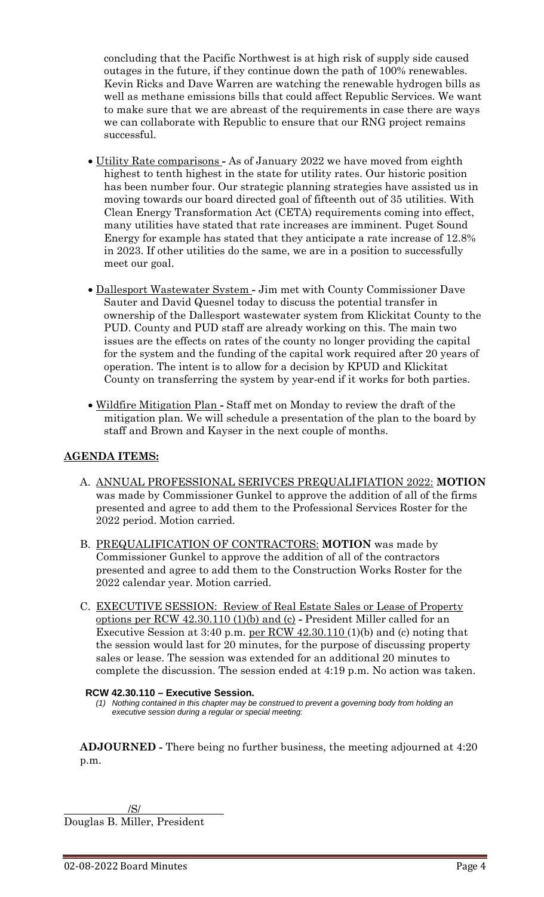concluding that the Pacific Northwest is at high risk of supply side caused outages in the future, if they continue down the path of 100% renewables. Kevin Ricks and Dave Warren are watching the renewable hydrogen bills as well as methane emissions bills that could affect Republic Services. We want to make sure that we are abreast of the requirements in case there are ways we can collaborate with Republic to ensure that our RNG project remains successful.

- Utility Rate comparisons - As of January 2022 we have moved from eighth highest to tenth highest in the state for utility rates. Our historic position has been number four. Our strategic planning strategies have assisted us in moving towards our board directed goal of fifteenth out of 35 utilities. With Clean Energy Transformation Act (CETA) requirements coming into effect, many utilities have stated that rate increases are imminent. Puget Sound Energy for example has stated that they anticipate a rate increase of 12.8% in 2023. If other utilities do the same, we are in a position to successfully meet our goal.

- Dallesport Wastewater System - Jim met with County Commissioner Dave Sauter and David Quesnel today to discuss the potential transfer in ownership of the Dallesport wastewater system from Klickitat County to the PUD. County and PUD staff are already working on this. The main two issues are the effects on rates of the county no longer providing the capital for the system and the funding of the capital work required after 20 years of operation. The intent is to allow for a decision by KPUD and Klickitat County on transferring the system by year-end if it works for both parties.

- Wildfire Mitigation Plan - Staff met on Monday to review the draft of the mitigation plan. We will schedule a presentation of the plan to the board by staff and Brown and Kayser in the next couple of months.

## AGENDA ITEMS:

A. ANNUAL PROFESSIONAL SERIVCES PREQUALIFIATION 2022: **MOTION** was made by Commissioner Gunkel to approve the addition of all of the firms presented and agree to add them to the Professional Services Roster for the 2022 period. Motion carried.

B. PREQUALIFICATION OF CONTRACTORS: **MOTION** was made by Commissioner Gunkel to approve the addition of all of the contractors presented and agree to add them to the Construction Works Roster for the 2022 calendar year. Motion carried.

C. EXECUTIVE SESSION: Review of Real Estate Sales or Lease of Property options per RCW 42.30.110 (1)(b) and (c) - President Miller called for an Executive Session at 3:40 p.m. per RCW 42.30.110 (1)(b) and (c) noting that the session would last for 20 minutes, for the purpose of discussing property sales or lease. The session was extended for an additional 20 minutes to complete the discussion. The session ended at 4:19 p.m. No action was taken.

**RCW 42.30.110 – Executive Session.**

*(1) Nothing contained in this chapter may be construed to prevent a governing body from holding an executive session during a regular or special meeting:*

**ADJOURNED** - There being no further business, the meeting adjourned at 4:20 p.m.

/S/

Douglas B. Miller, President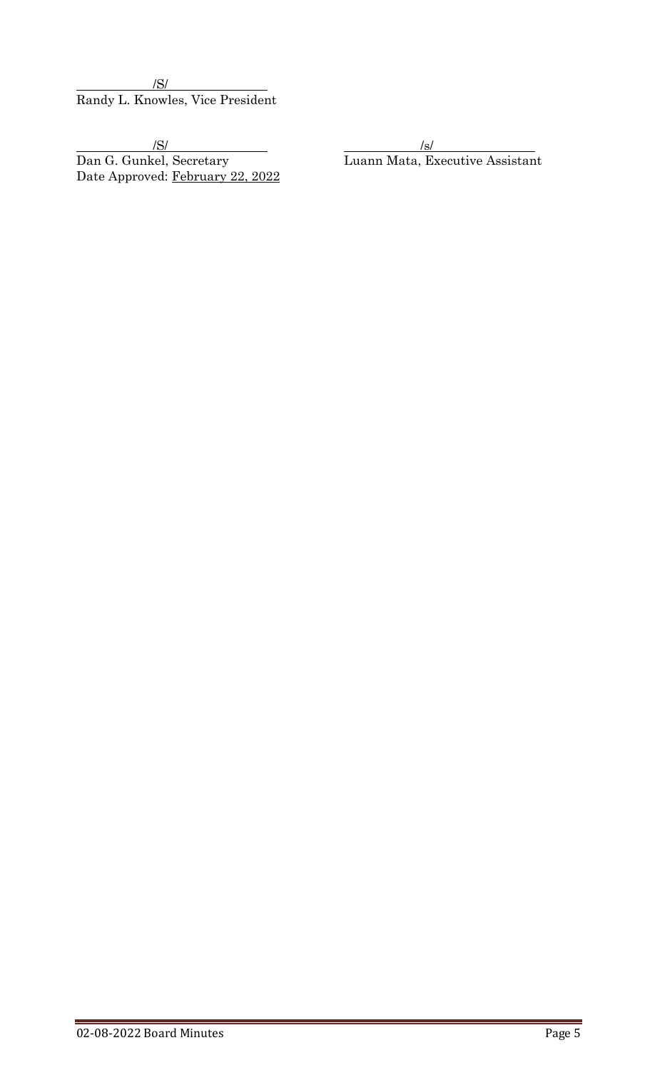/S/

Randy L. Knowles, Vice President

/S/

Dan G. Gunkel, Secretary

Date Approved: February 22, 2022

/s/

Luann Mata, Executive Assistant